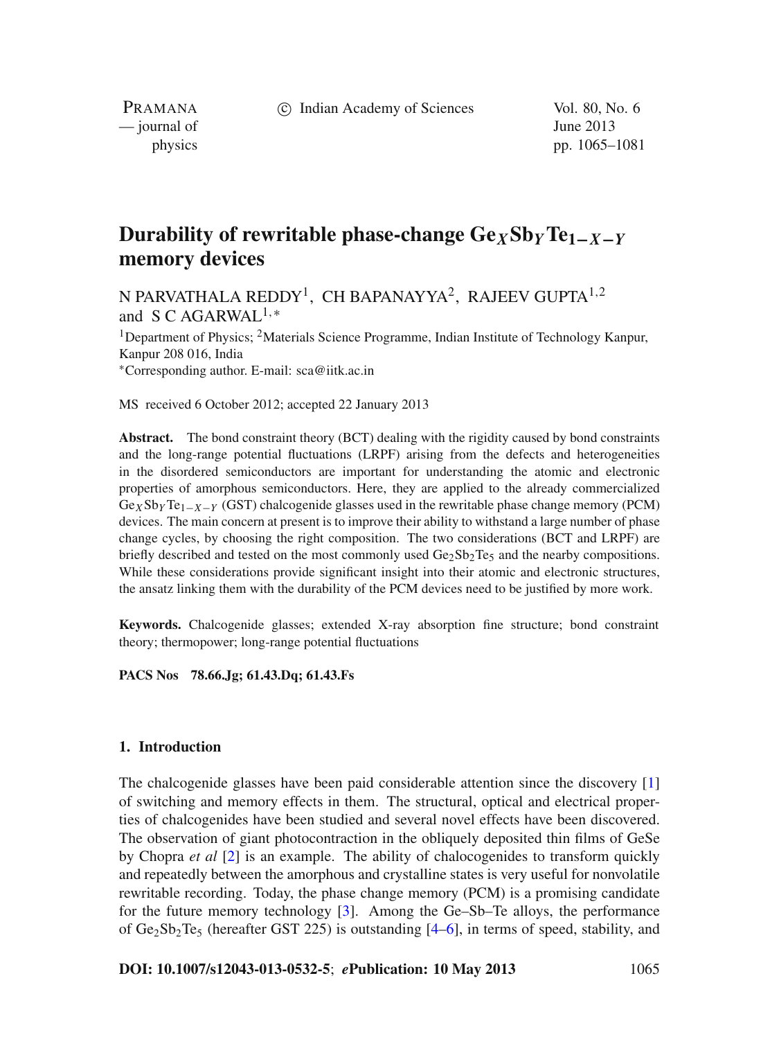# Durability of rewritable phase-change $Ge_X Sb_Y Te_{1-X-Y}$ memory devices

N PARVATHALA REDDY[1], CH BAPANAYYA[2], RAJEEV GUPTA[1,2] and S C AGARWAL[1,*]

[1]Department of Physics; [2]Materials Science Programme, Indian Institute of Technology Kanpur, Kanpur 208 016, India

[*]Corresponding author. E-mail: sca@iitk.ac.in

MS received 6 October 2012; accepted 22 January 2013

**Abstract.** The bond constraint theory (BCT) dealing with the rigidity caused by bond constraints and the long-range potential fluctuations (LRPF) arising from the defects and heterogeneities in the disordered semiconductors are important for understanding the atomic and electronic properties of amorphous semiconductors. Here, they are applied to the already commercialized $Ge_X Sb_Y Te_{1-X-Y}$ (GST) chalcogenide glasses used in the rewritable phase change memory (PCM) devices. The main concern at present is to improve their ability to withstand a large number of phase change cycles, by choosing the right composition. The two considerations (BCT and LRPF) are briefly described and tested on the most commonly used $Ge_2Sb_2Te_5$ and the nearby compositions. While these considerations provide significant insight into their atomic and electronic structures, the ansatz linking them with the durability of the PCM devices need to be justified by more work.

**Keywords.** Chalcogenide glasses; extended X-ray absorption fine structure; bond constraint theory; thermopower; long-range potential fluctuations

**PACS Nos** 78.66.Jg; 61.43.Dq; 61.43.Fs

## 1. Introduction

The chalcogenide glasses have been paid considerable attention since the discovery [1] of switching and memory effects in them. The structural, optical and electrical properties of chalcogenides have been studied and several novel effects have been discovered. The observation of giant photocontraction in the obliquely deposited thin films of GeSe by Chopra *et al* [2] is an example. The ability of chalocogenides to transform quickly and repeatedly between the amorphous and crystalline states is very useful for nonvolatile rewritable recording. Today, the phase change memory (PCM) is a promising candidate for the future memory technology [3]. Among the Ge–Sb–Te alloys, the performance of $Ge_2Sb_2Te_5$ (hereafter GST 225) is outstanding [4–6], in terms of speed, stability, and

**DOI: 10.1007/s12043-013-0532-5**; ***e*Publication: 10 May 2013**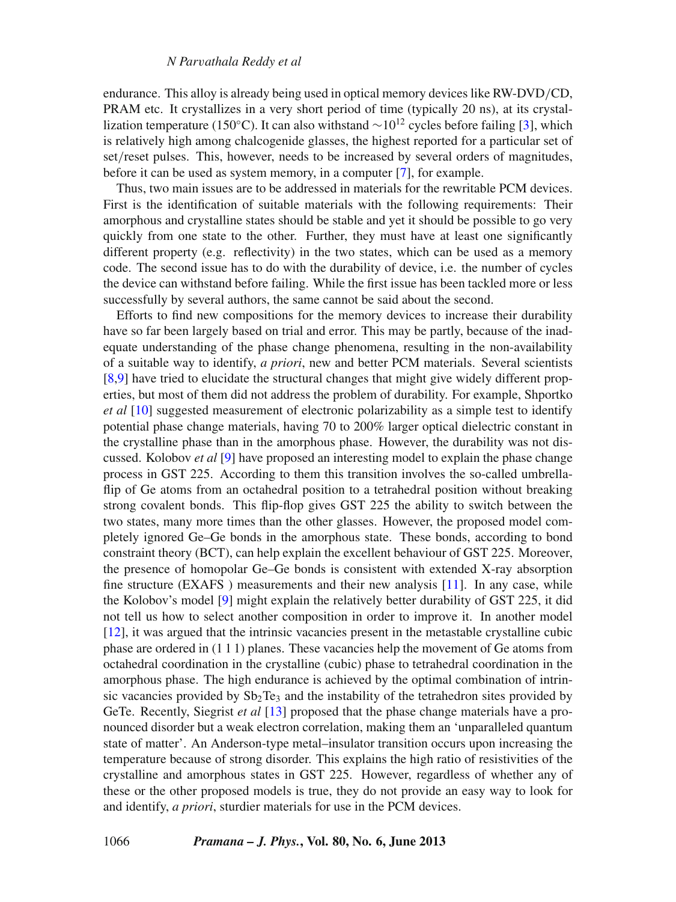endurance. This alloy is already being used in optical memory devices like RW-DVD/CD, PRAM etc. It crystallizes in a very short period of time (typically 20 ns), at its crystallization temperature (150°C). It can also withstand $\sim 10^{12}$ cycles before failing [3], which is relatively high among chalcogenide glasses, the highest reported for a particular set of set/reset pulses. This, however, needs to be increased by several orders of magnitudes, before it can be used as system memory, in a computer [7], for example.

Thus, two main issues are to be addressed in materials for the rewritable PCM devices. First is the identification of suitable materials with the following requirements: Their amorphous and crystalline states should be stable and yet it should be possible to go very quickly from one state to the other. Further, they must have at least one significantly different property (e.g. reflectivity) in the two states, which can be used as a memory code. The second issue has to do with the durability of device, i.e. the number of cycles the device can withstand before failing. While the first issue has been tackled more or less successfully by several authors, the same cannot be said about the second.

Efforts to find new compositions for the memory devices to increase their durability have so far been largely based on trial and error. This may be partly, because of the inadequate understanding of the phase change phenomena, resulting in the non-availability of a suitable way to identify, *a priori*, new and better PCM materials. Several scientists [8,9] have tried to elucidate the structural changes that might give widely different properties, but most of them did not address the problem of durability. For example, Shportko *et al* [10] suggested measurement of electronic polarizability as a simple test to identify potential phase change materials, having 70 to 200% larger optical dielectric constant in the crystalline phase than in the amorphous phase. However, the durability was not discussed. Kolobov *et al* [9] have proposed an interesting model to explain the phase change process in GST 225. According to them this transition involves the so-called umbrella-flip of Ge atoms from an octahedral position to a tetrahedral position without breaking strong covalent bonds. This flip-flop gives GST 225 the ability to switch between the two states, many more times than the other glasses. However, the proposed model completely ignored Ge–Ge bonds in the amorphous state. These bonds, according to bond constraint theory (BCT), can help explain the excellent behaviour of GST 225. Moreover, the presence of homopolar Ge–Ge bonds is consistent with extended X-ray absorption fine structure (EXAFS ) measurements and their new analysis [11]. In any case, while the Kolobov's model [9] might explain the relatively better durability of GST 225, it did not tell us how to select another composition in order to improve it. In another model [12], it was argued that the intrinsic vacancies present in the metastable crystalline cubic phase are ordered in (1 1 1) planes. These vacancies help the movement of Ge atoms from octahedral coordination in the crystalline (cubic) phase to tetrahedral coordination in the amorphous phase. The high endurance is achieved by the optimal combination of intrinsic vacancies provided by $Sb_2Te_3$ and the instability of the tetrahedron sites provided by GeTe. Recently, Siegrist *et al* [13] proposed that the phase change materials have a pronounced disorder but a weak electron correlation, making them an 'unparalleled quantum state of matter'. An Anderson-type metal–insulator transition occurs upon increasing the temperature because of strong disorder. This explains the high ratio of resistivities of the crystalline and amorphous states in GST 225. However, regardless of whether any of these or the other proposed models is true, they do not provide an easy way to look for and identify, *a priori*, sturdier materials for use in the PCM devices.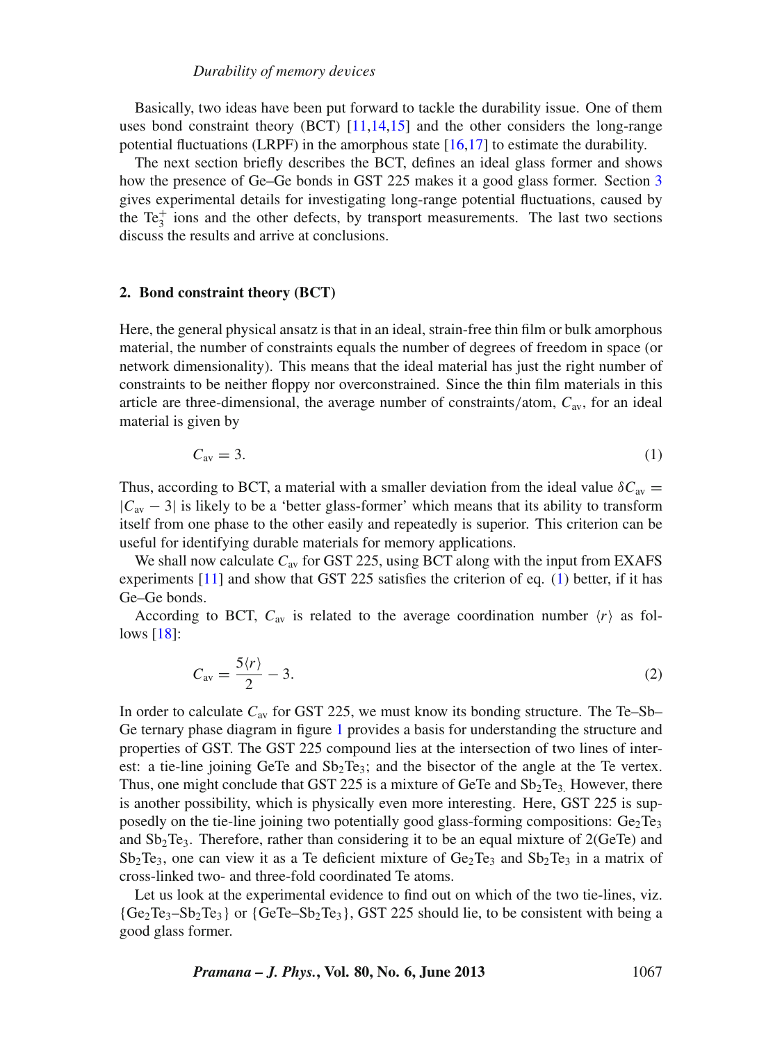Basically, two ideas have been put forward to tackle the durability issue. One of them uses bond constraint theory (BCT) [11,14,15] and the other considers the long-range potential fluctuations (LRPF) in the amorphous state [16,17] to estimate the durability.

The next section briefly describes the BCT, defines an ideal glass former and shows how the presence of Ge–Ge bonds in GST 225 makes it a good glass former. Section 3 gives experimental details for investigating long-range potential fluctuations, caused by the $Te_3^+$ ions and the other defects, by transport measurements. The last two sections discuss the results and arrive at conclusions.

## 2. Bond constraint theory (BCT)

Here, the general physical ansatz is that in an ideal, strain-free thin film or bulk amorphous material, the number of constraints equals the number of degrees of freedom in space (or network dimensionality). This means that the ideal material has just the right number of constraints to be neither floppy nor overconstrained. Since the thin film materials in this article are three-dimensional, the average number of constraints/atom, $C_{av}$, for an ideal material is given by

$$C_{av} = 3. \tag{1}$$

Thus, according to BCT, a material with a smaller deviation from the ideal value $\delta C_{av} = |C_{av} - 3|$ is likely to be a 'better glass-former' which means that its ability to transform itself from one phase to the other easily and repeatedly is superior. This criterion can be useful for identifying durable materials for memory applications.

We shall now calculate $C_{av}$ for GST 225, using BCT along with the input from EXAFS experiments [11] and show that GST 225 satisfies the criterion of eq. (1) better, if it has Ge–Ge bonds.

According to BCT, $C_{av}$ is related to the average coordination number $\langle r \rangle$ as follows [18]:

$$C_{av} = \frac{5\langle r \rangle}{2} - 3. \tag{2}$$

In order to calculate $C_{av}$ for GST 225, we must know its bonding structure. The Te–Sb–Ge ternary phase diagram in figure 1 provides a basis for understanding the structure and properties of GST. The GST 225 compound lies at the intersection of two lines of interest: a tie-line joining GeTe and $Sb_2Te_3$; and the bisector of the angle at the Te vertex. Thus, one might conclude that GST 225 is a mixture of GeTe and $Sb_2Te_3$. However, there is another possibility, which is physically even more interesting. Here, GST 225 is supposedly on the tie-line joining two potentially good glass-forming compositions: $Ge_2Te_3$ and $Sb_2Te_3$. Therefore, rather than considering it to be an equal mixture of 2(GeTe) and $Sb_2Te_3$, one can view it as a Te deficient mixture of $Ge_2Te_3$ and $Sb_2Te_3$ in a matrix of cross-linked two- and three-fold coordinated Te atoms.

Let us look at the experimental evidence to find out on which of the two tie-lines, viz. {$Ge_2Te_3$–$Sb_2Te_3$} or {GeTe–$Sb_2Te_3$}, GST 225 should lie, to be consistent with being a good glass former.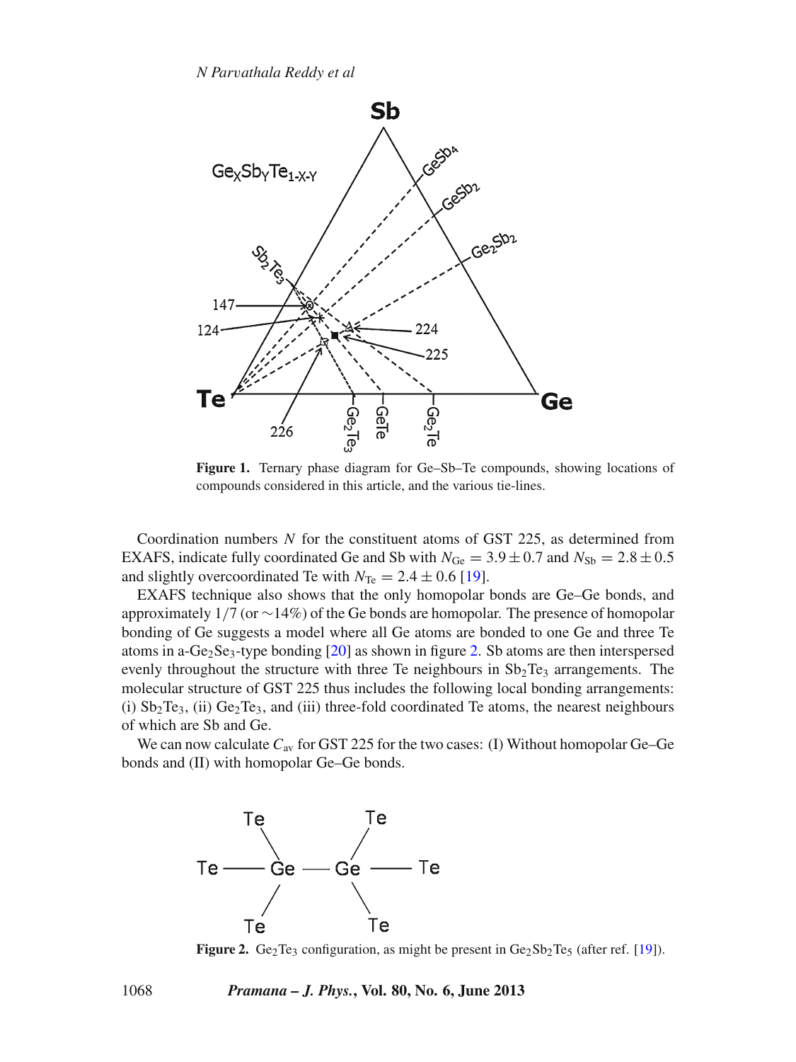Sb

$Ge_XSb_YTe_{1-X-Y}$

GeSb4

GeSb2

Ge2Sb2

Sb2Te3

147

124

224

225

Te

Ge

226

Ge2Te3

GeTe

Ge2Te

**Figure 1.** Ternary phase diagram for Ge–Sb–Te compounds, showing locations of compounds considered in this article, and the various tie-lines.

Coordination numbers $N$ for the constituent atoms of GST 225, as determined from EXAFS, indicate fully coordinated Ge and Sb with $N_{Ge} = 3.9 \pm 0.7$ and $N_{Sb} = 2.8 \pm 0.5$ and slightly overcoordinated Te with $N_{Te} = 2.4 \pm 0.6$ [19].

EXAFS technique also shows that the only homopolar bonds are Ge–Ge bonds, and approximately 1/7 (or ∼14%) of the Ge bonds are homopolar. The presence of homopolar bonding of Ge suggests a model where all Ge atoms are bonded to one Ge and three Te atoms in a-$Ge_2Se_3$-type bonding [20] as shown in figure 2. Sb atoms are then interspersed evenly throughout the structure with three Te neighbours in $Sb_2Te_3$ arrangements. The molecular structure of GST 225 thus includes the following local bonding arrangements: (i) $Sb_2Te_3$, (ii) $Ge_2Te_3$, and (iii) three-fold coordinated Te atoms, the nearest neighbours of which are Sb and Ge.

We can now calculate $C_{av}$ for GST 225 for the two cases: (I) Without homopolar Ge–Ge bonds and (II) with homopolar Ge–Ge bonds.

Te Te

Te —— Ge —— Ge —— Te

Te Te

**Figure 2.** $Ge_2Te_3$ configuration, as might be present in $Ge_2Sb_2Te_5$ (after ref. [19]).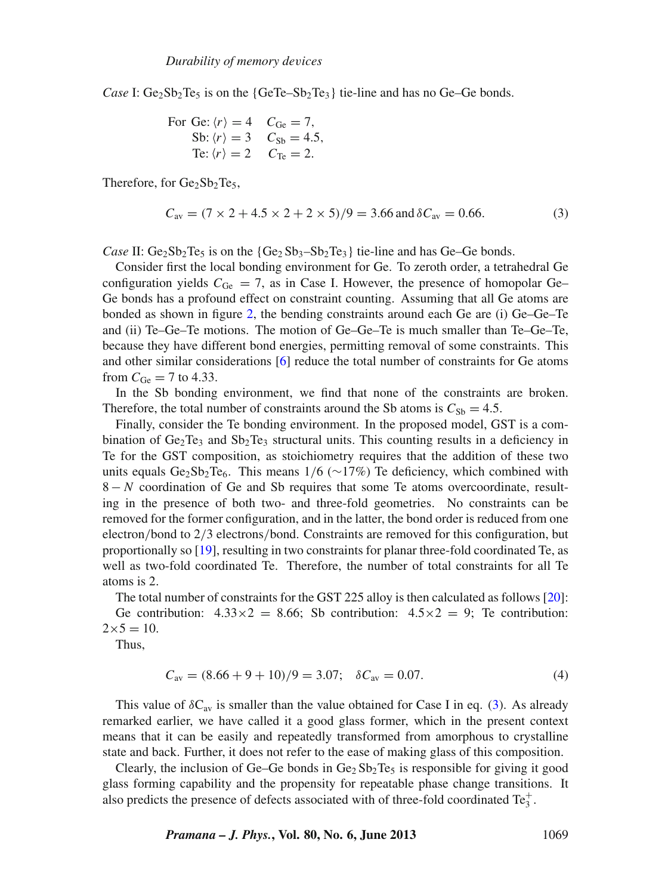*Case* I: $Ge_2Sb_2Te_5$ is on the {GeTe–$Sb_2Te_3$} tie-line and has no Ge–Ge bonds.

$$\begin{aligned} \text{For Ge: } \langle r \rangle &= 4 \quad C_{\text{Ge}} = 7, \\ \text{Sb: } \langle r \rangle &= 3 \quad C_{\text{Sb}} = 4.5, \\ \text{Te: } \langle r \rangle &= 2 \quad C_{\text{Te}} = 2. \end{aligned}$$

Therefore, for $Ge_2Sb_2Te_5$,

$$C_{\text{av}} = (7 \times 2 + 4.5 \times 2 + 2 \times 5)/9 = 3.66 \text{ and } \delta C_{\text{av}} = 0.66. \tag{3}$$

*Case* II: $Ge_2Sb_2Te_5$ is on the {$Ge_2Sb_3$–$Sb_2Te_3$} tie-line and has Ge–Ge bonds.

Consider first the local bonding environment for Ge. To zeroth order, a tetrahedral Ge configuration yields $C_{\text{Ge}} = 7$, as in Case I. However, the presence of homopolar Ge–Ge bonds has a profound effect on constraint counting. Assuming that all Ge atoms are bonded as shown in figure 2, the bending constraints around each Ge are (i) Ge–Ge–Te and (ii) Te–Ge–Te motions. The motion of Ge–Ge–Te is much smaller than Te–Ge–Te, because they have different bond energies, permitting removal of some constraints. This and other similar considerations [6] reduce the total number of constraints for Ge atoms from $C_{\text{Ge}} = 7$ to 4.33.

In the Sb bonding environment, we find that none of the constraints are broken. Therefore, the total number of constraints around the Sb atoms is $C_{\text{Sb}} = 4.5$.

Finally, consider the Te bonding environment. In the proposed model, GST is a combination of $Ge_2Te_3$ and $Sb_2Te_3$ structural units. This counting results in a deficiency in Te for the GST composition, as stoichiometry requires that the addition of these two units equals $Ge_2Sb_2Te_6$. This means 1/6 (∼17%) Te deficiency, which combined with $8 - N$ coordination of Ge and Sb requires that some Te atoms overcoordinate, resulting in the presence of both two- and three-fold geometries. No constraints can be removed for the former configuration, and in the latter, the bond order is reduced from one electron/bond to 2/3 electrons/bond. Constraints are removed for this configuration, but proportionally so [19], resulting in two constraints for planar three-fold coordinated Te, as well as two-fold coordinated Te. Therefore, the number of total constraints for all Te atoms is 2.

The total number of constraints for the GST 225 alloy is then calculated as follows [20]: Ge contribution: $4.33 \times 2 = 8.66$; Sb contribution: $4.5 \times 2 = 9$; Te contribution: $2 \times 5 = 10$.

Thus,

$$C_{\text{av}} = (8.66 + 9 + 10)/9 = 3.07; \quad \delta C_{\text{av}} = 0.07. \tag{4}$$

This value of $\delta C_{\text{av}}$ is smaller than the value obtained for Case I in eq. (3). As already remarked earlier, we have called it a good glass former, which in the present context means that it can be easily and repeatedly transformed from amorphous to crystalline state and back. Further, it does not refer to the ease of making glass of this composition.

Clearly, the inclusion of Ge–Ge bonds in $Ge_2Sb_2Te_5$ is responsible for giving it good glass forming capability and the propensity for repeatable phase change transitions. It also predicts the presence of defects associated with of three-fold coordinated $Te_3^+$.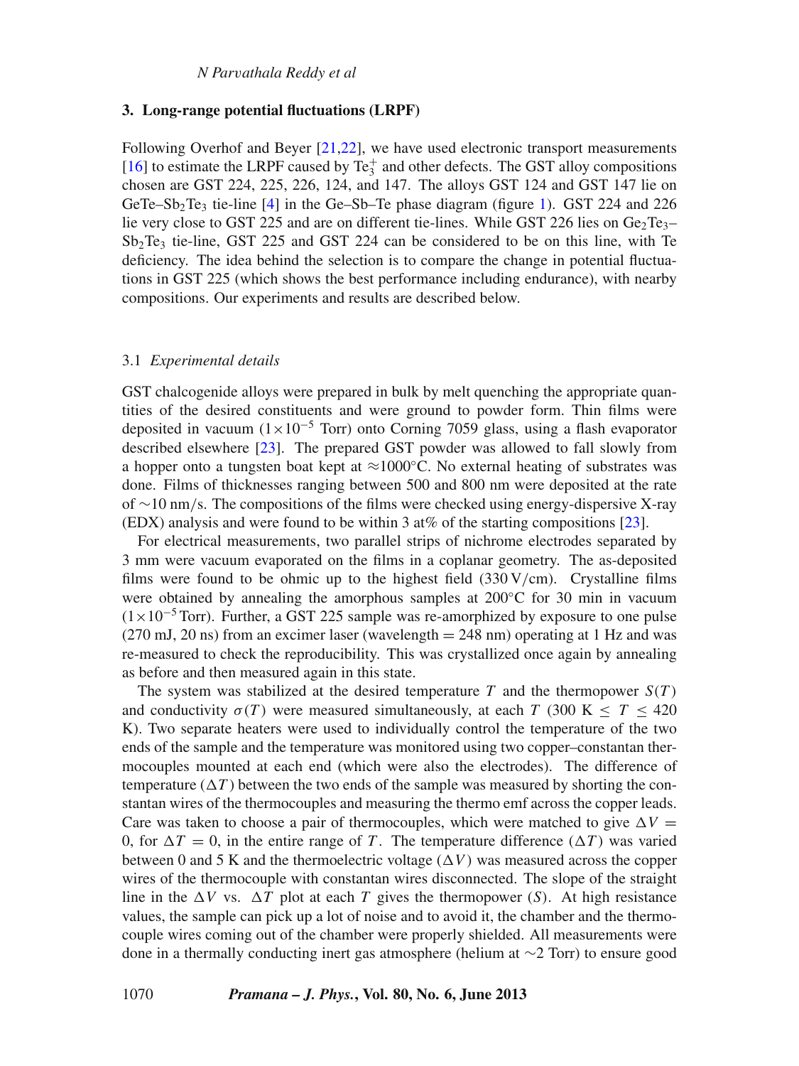## 3. Long-range potential fluctuations (LRPF)

Following Overhof and Beyer [21,22], we have used electronic transport measurements [16] to estimate the LRPF caused by $Te_3^+$ and other defects. The GST alloy compositions chosen are GST 224, 225, 226, 124, and 147. The alloys GST 124 and GST 147 lie on $GeTe$–$Sb_2Te_3$ tie-line [4] in the Ge–Sb–Te phase diagram (figure 1). GST 224 and 226 lie very close to GST 225 and are on different tie-lines. While GST 226 lies on $Ge_2Te_3$–$Sb_2Te_3$ tie-line, GST 225 and GST 224 can be considered to be on this line, with Te deficiency. The idea behind the selection is to compare the change in potential fluctuations in GST 225 (which shows the best performance including endurance), with nearby compositions. Our experiments and results are described below.

### 3.1 *Experimental details*

GST chalcogenide alloys were prepared in bulk by melt quenching the appropriate quantities of the desired constituents and were ground to powder form. Thin films were deposited in vacuum ($1\times10^{-5}$ Torr) onto Corning 7059 glass, using a flash evaporator described elsewhere [23]. The prepared GST powder was allowed to fall slowly from a hopper onto a tungsten boat kept at $\approx$1000°C. No external heating of substrates was done. Films of thicknesses ranging between 500 and 800 nm were deposited at the rate of $\sim$10 nm/s. The compositions of the films were checked using energy-dispersive X-ray (EDX) analysis and were found to be within 3 at% of the starting compositions [23].

For electrical measurements, two parallel strips of nichrome electrodes separated by 3 mm were vacuum evaporated on the films in a coplanar geometry. The as-deposited films were found to be ohmic up to the highest field (330 V/cm). Crystalline films were obtained by annealing the amorphous samples at 200°C for 30 min in vacuum ($1\times10^{-5}$ Torr). Further, a GST 225 sample was re-amorphized by exposure to one pulse (270 mJ, 20 ns) from an excimer laser (wavelength = 248 nm) operating at 1 Hz and was re-measured to check the reproducibility. This was crystallized once again by annealing as before and then measured again in this state.

The system was stabilized at the desired temperature $T$ and the thermopower $S(T)$ and conductivity $\sigma(T)$ were measured simultaneously, at each $T$ (300 K $\leq T \leq$ 420 K). Two separate heaters were used to individually control the temperature of the two ends of the sample and the temperature was monitored using two copper–constantan thermocouples mounted at each end (which were also the electrodes). The difference of temperature ($\Delta T$) between the two ends of the sample was measured by shorting the constantan wires of the thermocouples and measuring the thermo emf across the copper leads. Care was taken to choose a pair of thermocouples, which were matched to give $\Delta V = 0$, for $\Delta T = 0$, in the entire range of $T$. The temperature difference ($\Delta T$) was varied between 0 and 5 K and the thermoelectric voltage ($\Delta V$) was measured across the copper wires of the thermocouple with constantan wires disconnected. The slope of the straight line in the $\Delta V$ vs. $\Delta T$ plot at each $T$ gives the thermopower ($S$). At high resistance values, the sample can pick up a lot of noise and to avoid it, the chamber and the thermocouple wires coming out of the chamber were properly shielded. All measurements were done in a thermally conducting inert gas atmosphere (helium at $\sim$2 Torr) to ensure good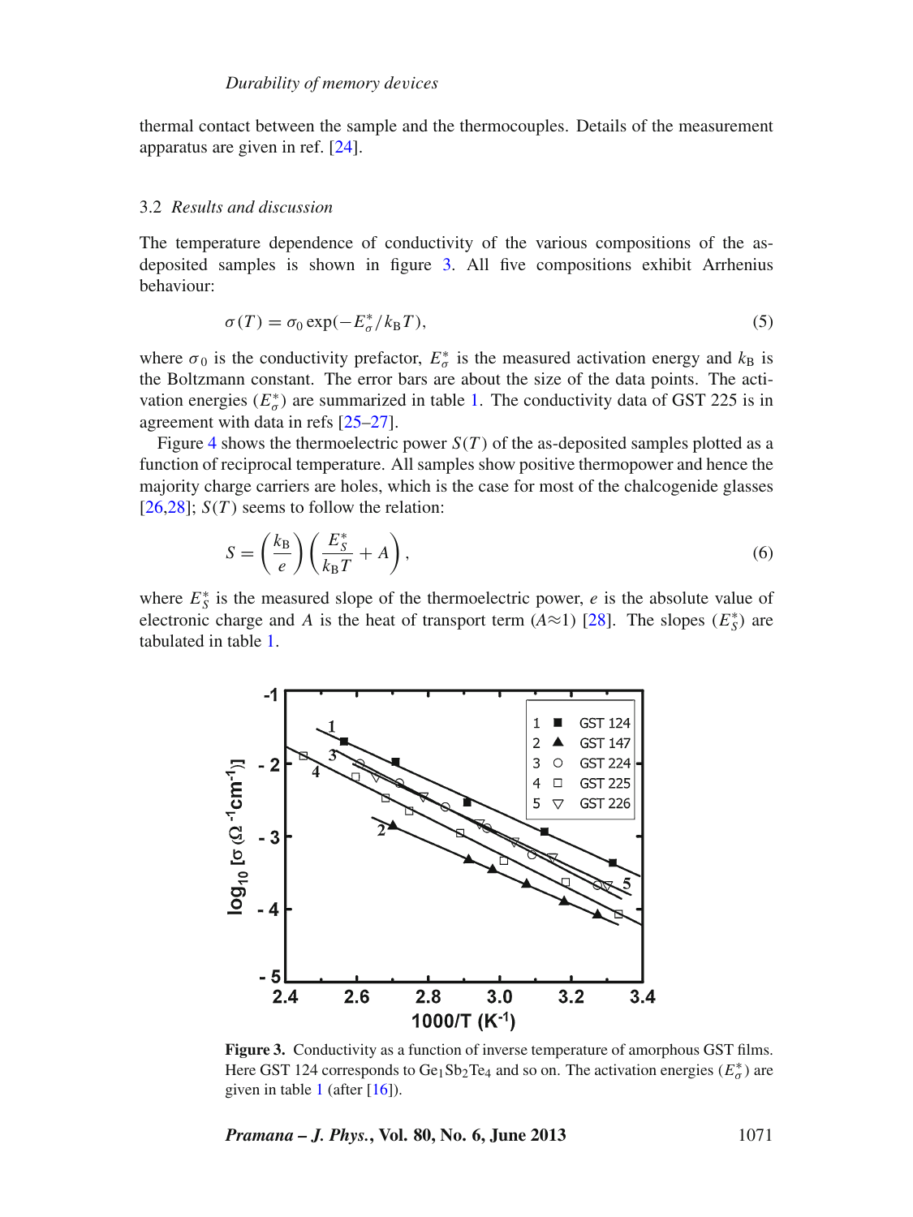thermal contact between the sample and the thermocouples. Details of the measurement apparatus are given in ref. [24].

### 3.2 *Results and discussion*

The temperature dependence of conductivity of the various compositions of the as-deposited samples is shown in figure 3. All five compositions exhibit Arrhenius behaviour:

$$\sigma(T) = \sigma_0 \exp(-E_\sigma^*/k_B T), \tag{5}$$

where $\sigma_0$ is the conductivity prefactor, $E_\sigma^*$ is the measured activation energy and $k_B$ is the Boltzmann constant. The error bars are about the size of the data points. The activation energies ($E_\sigma^*$) are summarized in table 1. The conductivity data of GST 225 is in agreement with data in refs [25–27].

Figure 4 shows the thermoelectric power $S(T)$ of the as-deposited samples plotted as a function of reciprocal temperature. All samples show positive thermopower and hence the majority charge carriers are holes, which is the case for most of the chalcogenide glasses [26,28]; $S(T)$ seems to follow the relation:

$$S = \left(\frac{k_B}{e}\right)\left(\frac{E_S^*}{k_B T} + A\right), \tag{6}$$

where $E_S^*$ is the measured slope of the thermoelectric power, $e$ is the absolute value of electronic charge and $A$ is the heat of transport term ($A \approx 1$) [28]. The slopes ($E_S^*$) are tabulated in table 1.

log$_{10}$ [σ (Ω$^{-1}$cm$^{-1}$)]
-1
-2
-3
-4
-5
2.4
2.6
2.8
3.0
3.2
3.4
1000/T (K$^{-1}$)
1 GST 124
2 GST 147
3 GST 224
4 GST 225
5 GST 226
1
2
3
4
5

**Figure 3.** Conductivity as a function of inverse temperature of amorphous GST films. Here GST 124 corresponds to $Ge_1Sb_2Te_4$ and so on. The activation energies ($E_\sigma^*$) are given in table 1 (after [16]).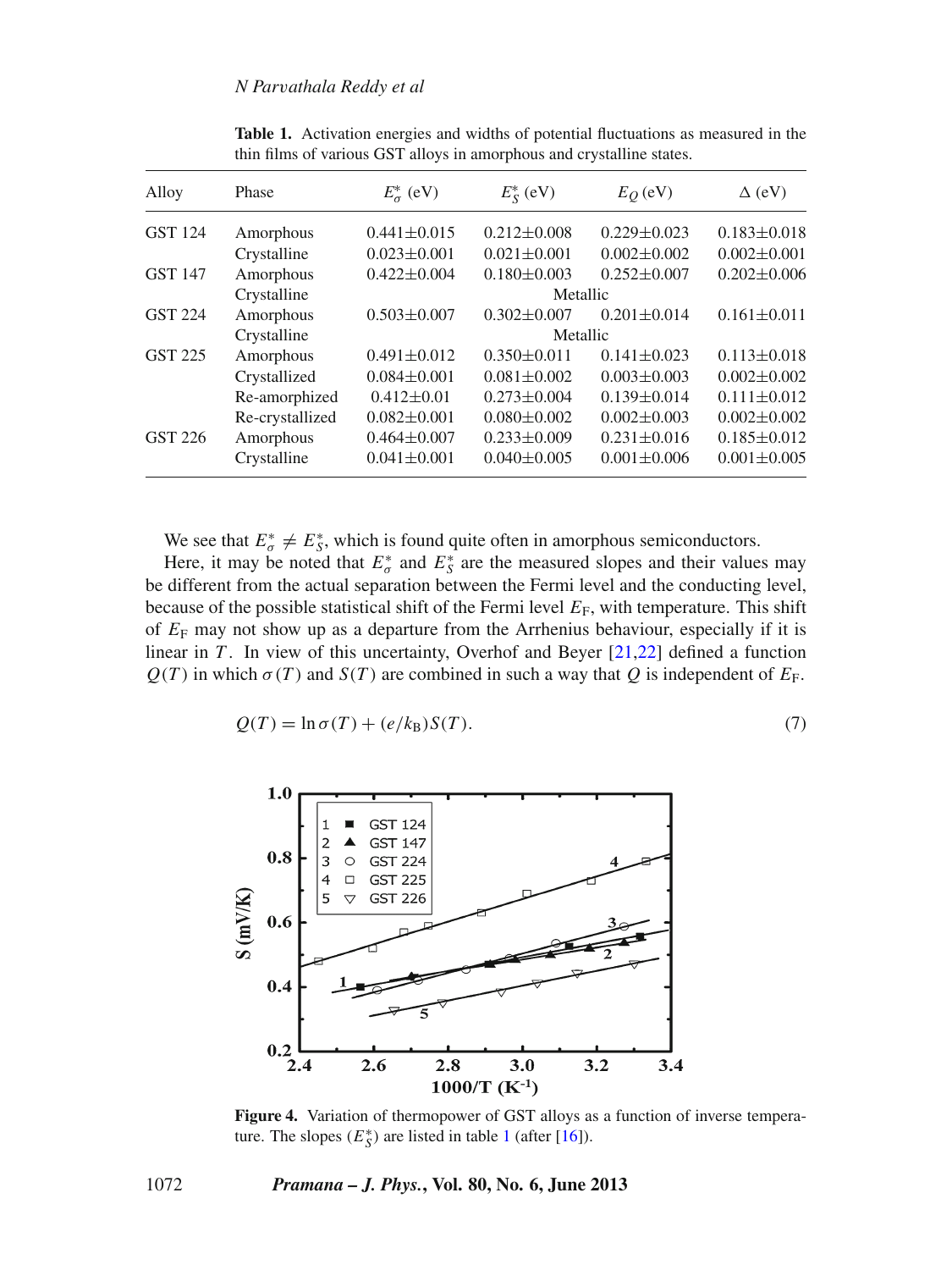**Table 1.** Activation energies and widths of potential fluctuations as measured in the thin films of various GST alloys in amorphous and crystalline states.

| Alloy | Phase | $E_\sigma^*$ (eV) | $E_S^*$ (eV) | $E_Q$ (eV) | $\Delta$ (eV) |
|---|---|---|---|---|---|
| GST 124 | Amorphous | 0.441±0.015 | 0.212±0.008 | 0.229±0.023 | 0.183±0.018 |
| | Crystalline | 0.023±0.001 | 0.021±0.001 | 0.002±0.002 | 0.002±0.001 |
| GST 147 | Amorphous | 0.422±0.004 | 0.180±0.003 | 0.252±0.007 | 0.202±0.006 |
| | Crystalline | Metallic | | | |
| GST 224 | Amorphous | 0.503±0.007 | 0.302±0.007 | 0.201±0.014 | 0.161±0.011 |
| | Crystalline | Metallic | | | |
| GST 225 | Amorphous | 0.491±0.012 | 0.350±0.011 | 0.141±0.023 | 0.113±0.018 |
| | Crystallized | 0.084±0.001 | 0.081±0.002 | 0.003±0.003 | 0.002±0.002 |
| | Re-amorphized | 0.412±0.01 | 0.273±0.004 | 0.139±0.014 | 0.111±0.012 |
| | Re-crystallized | 0.082±0.001 | 0.080±0.002 | 0.002±0.003 | 0.002±0.002 |
| GST 226 | Amorphous | 0.464±0.007 | 0.233±0.009 | 0.231±0.016 | 0.185±0.012 |
| | Crystalline | 0.041±0.001 | 0.040±0.005 | 0.001±0.006 | 0.001±0.005 |

We see that $E_\sigma^* \neq E_S^*$, which is found quite often in amorphous semiconductors.

Here, it may be noted that $E_\sigma^*$ and $E_S^*$ are the measured slopes and their values may be different from the actual separation between the Fermi level and the conducting level, because of the possible statistical shift of the Fermi level $E_F$, with temperature. This shift of $E_F$ may not show up as a departure from the Arrhenius behaviour, especially if it is linear in $T$. In view of this uncertainty, Overhof and Beyer [21,22] defined a function $Q(T)$ in which $\sigma(T)$ and $S(T)$ are combined in such a way that $Q$ is independent of $E_F$.

$$Q(T) = \ln \sigma(T) + (e/k_B)S(T). \tag{7}$$

1 GST 124
2 GST 147
3 GST 224
4 GST 225
5 GST 226

S (mV/K)

1000/T (K$^{-1}$)

**Figure 4.** Variation of thermopower of GST alloys as a function of inverse temperature. The slopes ($E_S^*$) are listed in table 1 (after [16]).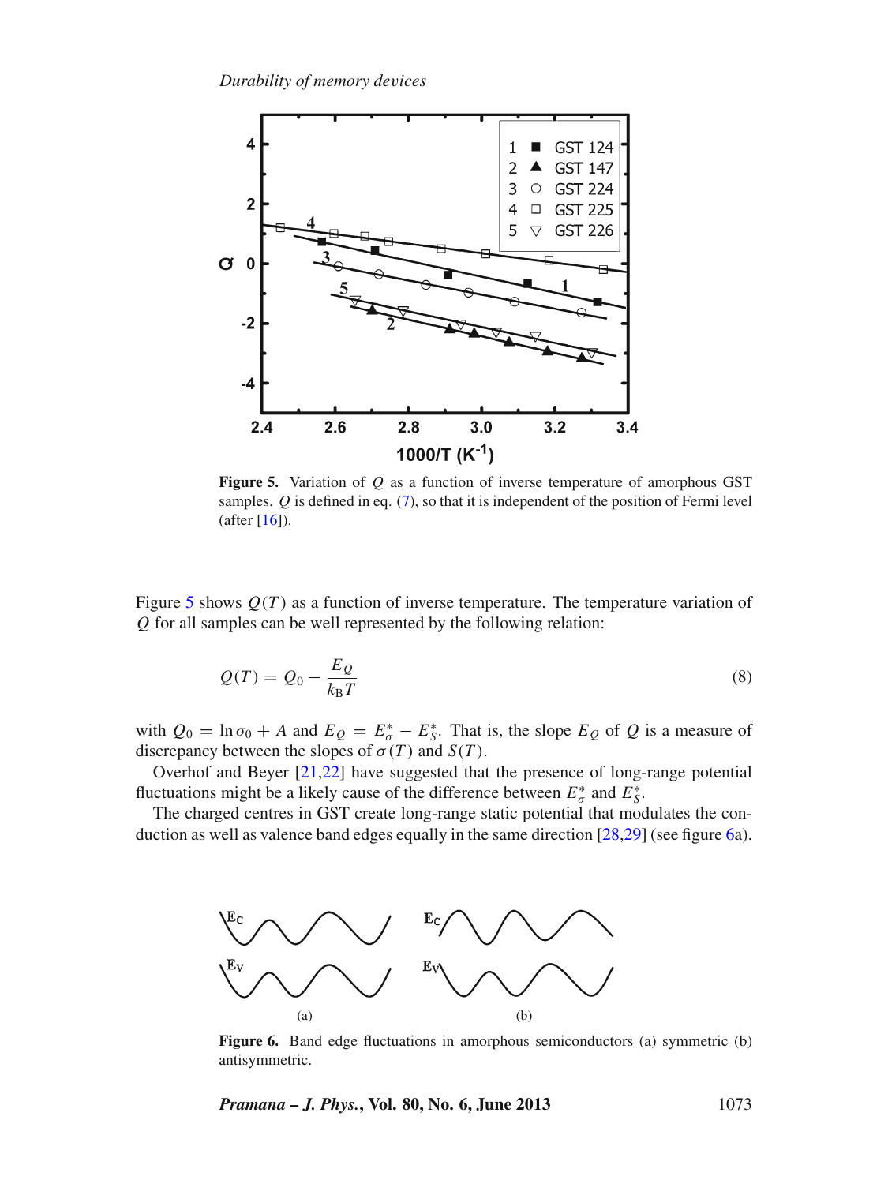1 ■ GST 124
2 ▲ GST 147
3 ○ GST 224
4 □ GST 225
5 ▽ GST 226

Q

1000/T (K$^{-1}$)

4
2
0
-2
-4

2.4 2.6 2.8 3.0 3.2 3.4

**Figure 5.** Variation of $Q$ as a function of inverse temperature of amorphous GST samples. $Q$ is defined in eq. (7), so that it is independent of the position of Fermi level (after [16]).

Figure 5 shows $Q(T)$ as a function of inverse temperature. The temperature variation of $Q$ for all samples can be well represented by the following relation:

$$Q(T) = Q_0 - \frac{E_Q}{k_B T} \tag{8}$$

with $Q_0 = \ln \sigma_0 + A$ and $E_Q = E_\sigma^* - E_S^*$. That is, the slope $E_Q$ of $Q$ is a measure of discrepancy between the slopes of $\sigma(T)$ and $S(T)$.

Overhof and Beyer [21,22] have suggested that the presence of long-range potential fluctuations might be a likely cause of the difference between $E_\sigma^*$ and $E_S^*$.

The charged centres in GST create long-range static potential that modulates the conduction as well as valence band edges equally in the same direction [28,29] (see figure 6a).

E$_C$
E$_V$
(a)
E$_C$
E$_V$
(b)

**Figure 6.** Band edge fluctuations in amorphous semiconductors (a) symmetric (b) antisymmetric.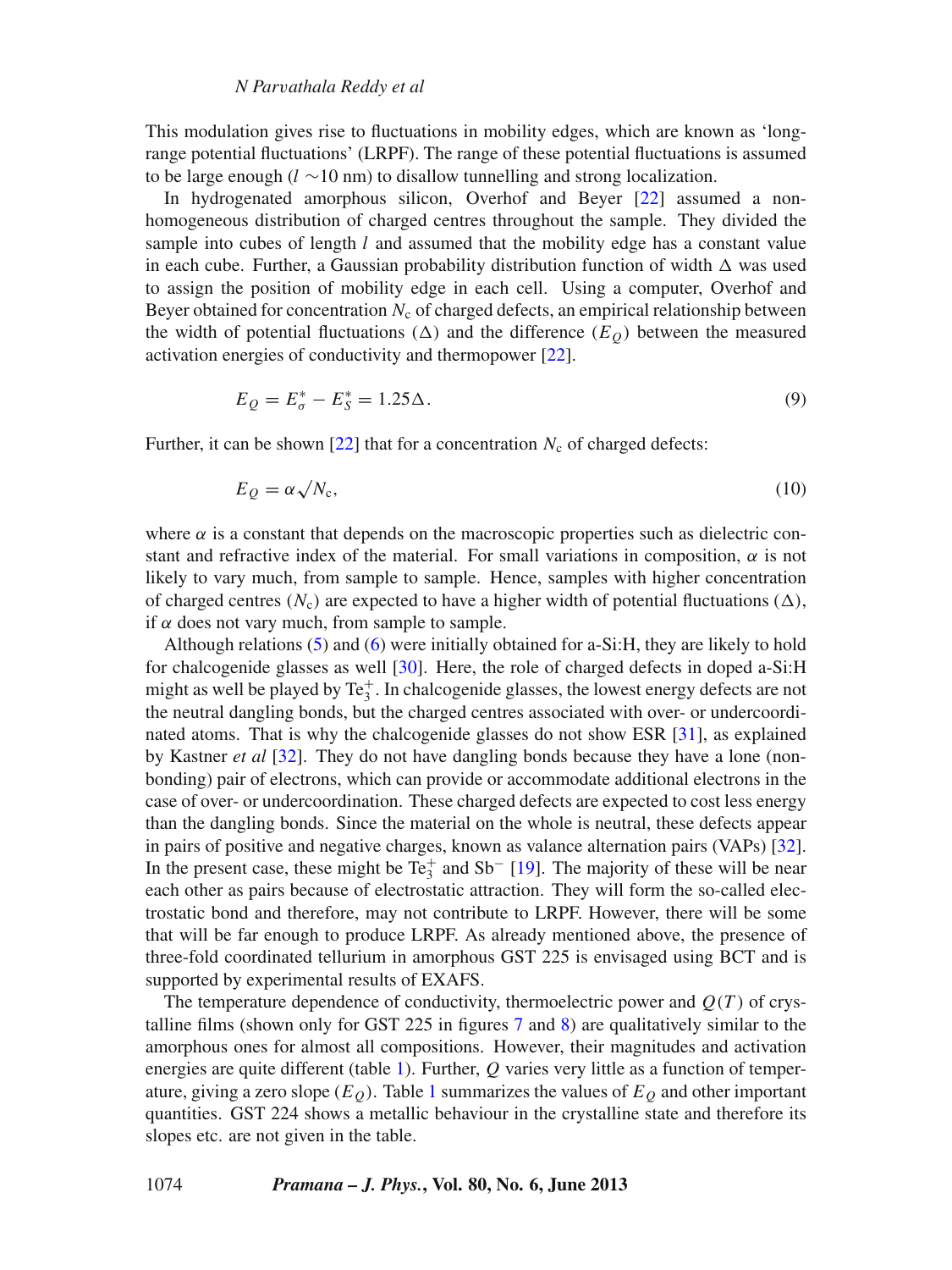This modulation gives rise to fluctuations in mobility edges, which are known as 'long-range potential fluctuations' (LRPF). The range of these potential fluctuations is assumed to be large enough ($l \sim 10$ nm) to disallow tunnelling and strong localization.

In hydrogenated amorphous silicon, Overhof and Beyer [22] assumed a non-homogeneous distribution of charged centres throughout the sample. They divided the sample into cubes of length $l$ and assumed that the mobility edge has a constant value in each cube. Further, a Gaussian probability distribution function of width $\Delta$ was used to assign the position of mobility edge in each cell. Using a computer, Overhof and Beyer obtained for concentration $N_c$ of charged defects, an empirical relationship between the width of potential fluctuations ($\Delta$) and the difference ($E_Q$) between the measured activation energies of conductivity and thermopower [22].

$$E_Q = E_\sigma^* - E_S^* = 1.25\Delta. \tag{9}$$

Further, it can be shown [22] that for a concentration $N_c$ of charged defects:

$$E_Q = \alpha\sqrt{N_c}, \tag{10}$$

where $\alpha$ is a constant that depends on the macroscopic properties such as dielectric constant and refractive index of the material. For small variations in composition, $\alpha$ is not likely to vary much, from sample to sample. Hence, samples with higher concentration of charged centres ($N_c$) are expected to have a higher width of potential fluctuations ($\Delta$), if $\alpha$ does not vary much, from sample to sample.

Although relations (5) and (6) were initially obtained for a-Si:H, they are likely to hold for chalcogenide glasses as well [30]. Here, the role of charged defects in doped a-Si:H might as well be played by $Te_3^+$. In chalcogenide glasses, the lowest energy defects are not the neutral dangling bonds, but the charged centres associated with over- or undercoordinated atoms. That is why the chalcogenide glasses do not show ESR [31], as explained by Kastner *et al* [32]. They do not have dangling bonds because they have a lone (non-bonding) pair of electrons, which can provide or accommodate additional electrons in the case of over- or undercoordination. These charged defects are expected to cost less energy than the dangling bonds. Since the material on the whole is neutral, these defects appear in pairs of positive and negative charges, known as valance alternation pairs (VAPs) [32]. In the present case, these might be $Te_3^+$ and $Sb^-$ [19]. The majority of these will be near each other as pairs because of electrostatic attraction. They will form the so-called electrostatic bond and therefore, may not contribute to LRPF. However, there will be some that will be far enough to produce LRPF. As already mentioned above, the presence of three-fold coordinated tellurium in amorphous GST 225 is envisaged using BCT and is supported by experimental results of EXAFS.

The temperature dependence of conductivity, thermoelectric power and $Q(T)$ of crystalline films (shown only for GST 225 in figures 7 and 8) are qualitatively similar to the amorphous ones for almost all compositions. However, their magnitudes and activation energies are quite different (table 1). Further, $Q$ varies very little as a function of temperature, giving a zero slope ($E_Q$). Table 1 summarizes the values of $E_Q$ and other important quantities. GST 224 shows a metallic behaviour in the crystalline state and therefore its slopes etc. are not given in the table.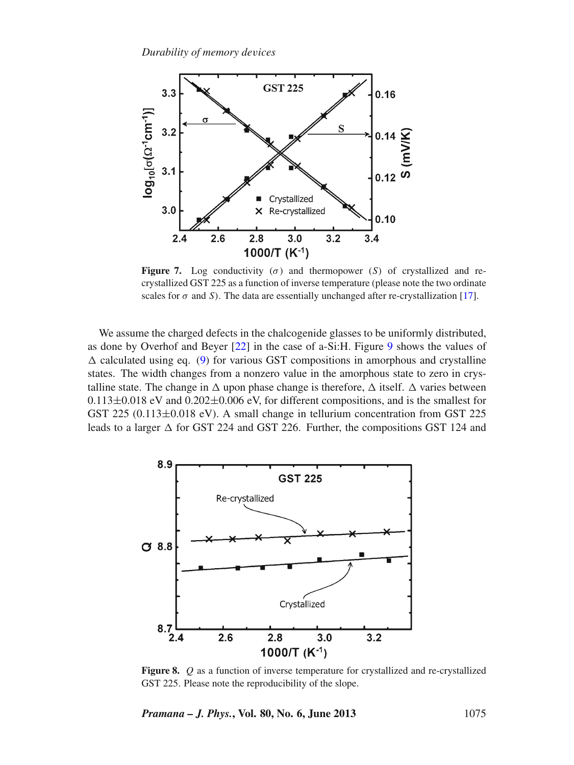GST 225

σ

S

log$_{10}$[σ(Ω$^{-1}$cm$^{-1}$)]

S (mV/K)

3.3
3.2
3.1
3.0

0.16
0.14
0.12
0.10

■ Crystallized
× Re-crystallized

2.4 2.6 2.8 3.0 3.2 3.4

1000/T (K$^{-1}$)

**Figure 7.** Log conductivity ($\sigma$) and thermopower ($S$) of crystallized and re-crystallized GST 225 as a function of inverse temperature (please note the two ordinate scales for $\sigma$ and $S$). The data are essentially unchanged after re-crystallization [17].

We assume the charged defects in the chalcogenide glasses to be uniformly distributed, as done by Overhof and Beyer [22] in the case of a-Si:H. Figure 9 shows the values of $\Delta$ calculated using eq. (9) for various GST compositions in amorphous and crystalline states. The width changes from a nonzero value in the amorphous state to zero in crystalline state. The change in $\Delta$ upon phase change is therefore, $\Delta$ itself. $\Delta$ varies between $0.113\pm0.018$ eV and $0.202\pm0.006$ eV, for different compositions, and is the smallest for GST 225 ($0.113\pm0.018$ eV). A small change in tellurium concentration from GST 225 leads to a larger $\Delta$ for GST 224 and GST 226. Further, the compositions GST 124 and

GST 225

Re-crystallized

Crystallized

Q

8.9
8.8
8.7

2.4 2.6 2.8 3.0 3.2

1000/T (K$^{-1}$)

**Figure 8.** $Q$ as a function of inverse temperature for crystallized and re-crystallized GST 225. Please note the reproducibility of the slope.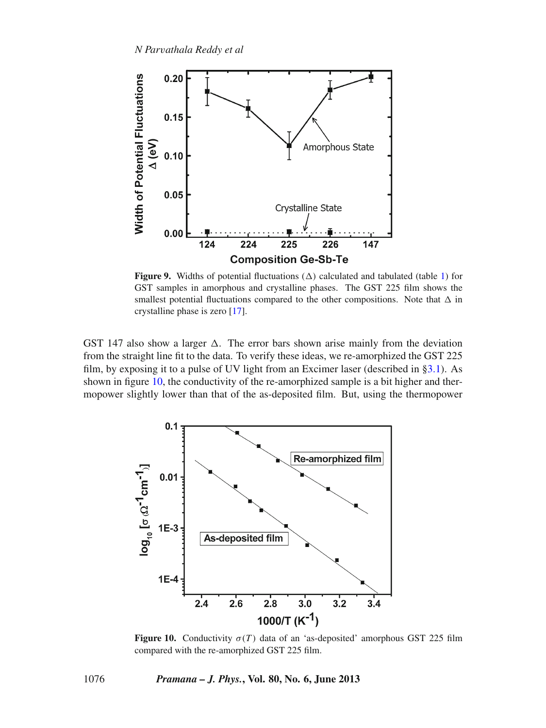Width of Potential Fluctuations
Δ (eV)

0.20
0.15
0.10
0.05
0.00

124
224
225
226
147

Composition Ge-Sb-Te

Amorphous State

Crystalline State

**Figure 9.** Widths of potential fluctuations (Δ) calculated and tabulated (table 1) for GST samples in amorphous and crystalline phases. The GST 225 film shows the smallest potential fluctuations compared to the other compositions. Note that Δ in crystalline phase is zero [17].

GST 147 also show a larger Δ. The error bars shown arise mainly from the deviation from the straight line fit to the data. To verify these ideas, we re-amorphized the GST 225 film, by exposing it to a pulse of UV light from an Excimer laser (described in §3.1). As shown in figure 10, the conductivity of the re-amorphized sample is a bit higher and thermopower slightly lower than that of the as-deposited film. But, using the thermopower

$\log_{10}$ [σ ($\Omega^{-1}cm^{-1}$)]

0.1
0.01
1E-3
1E-4

2.4
2.6
2.8
3.0
3.2
3.4

1000/T ($K^{-1}$)

Re-amorphized film

As-deposited film

**Figure 10.** Conductivity $\sigma(T)$ data of an 'as-deposited' amorphous GST 225 film compared with the re-amorphized GST 225 film.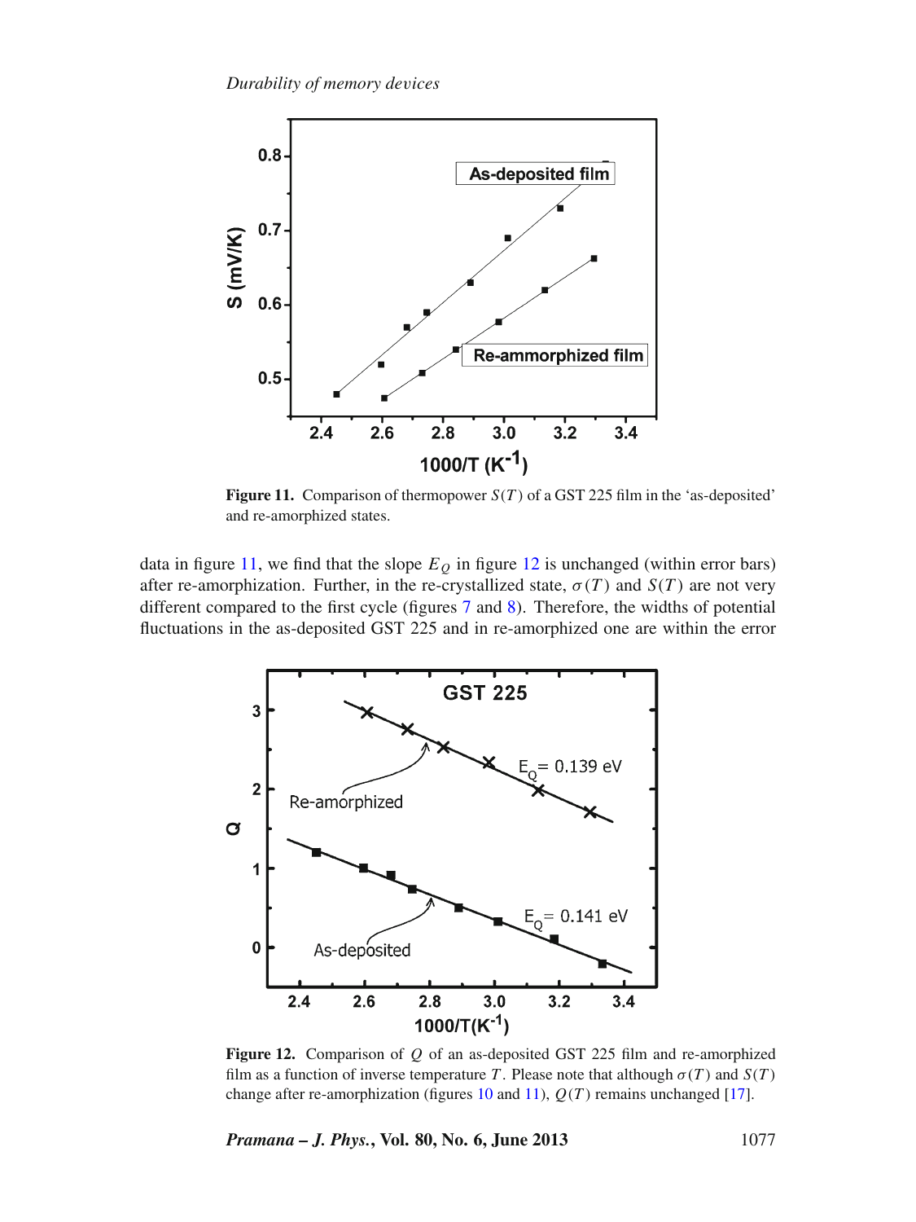0.8
0.7
0.6
0.5
S (mV/K)
As-deposited film
Re-ammorphized film
2.4
2.6
2.8
3.0
3.2
3.4
1000/T (K$^{-1}$)

**Figure 11.** Comparison of thermopower $S(T)$ of a GST 225 film in the 'as-deposited' and re-amorphized states.

data in figure 11, we find that the slope $E_Q$ in figure 12 is unchanged (within error bars) after re-amorphization. Further, in the re-crystallized state, $\sigma(T)$ and $S(T)$ are not very different compared to the first cycle (figures 7 and 8). Therefore, the widths of potential fluctuations in the as-deposited GST 225 and in re-amorphized one are within the error

GST 225
3
2
1
0
Q
Re-amorphized
$E_Q$= 0.139 eV
As-deposited
$E_Q$= 0.141 eV
2.4
2.6
2.8
3.0
3.2
3.4
1000/T(K$^{-1}$)

**Figure 12.** Comparison of $Q$ of an as-deposited GST 225 film and re-amorphized film as a function of inverse temperature $T$. Please note that although $\sigma(T)$ and $S(T)$ change after re-amorphization (figures 10 and 11), $Q(T)$ remains unchanged [17].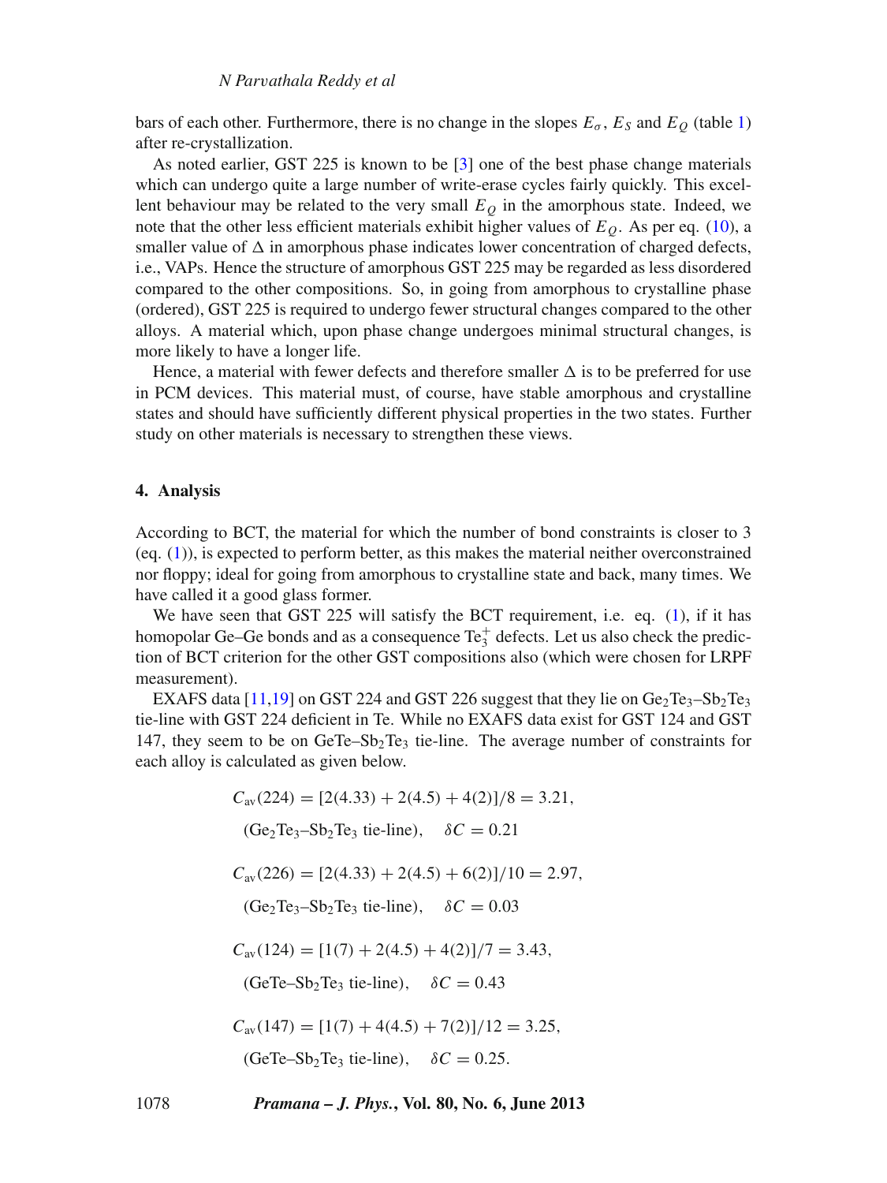bars of each other. Furthermore, there is no change in the slopes $E_\sigma$, $E_S$ and $E_Q$ (table 1) after re-crystallization.

As noted earlier, GST 225 is known to be [3] one of the best phase change materials which can undergo quite a large number of write-erase cycles fairly quickly. This excellent behaviour may be related to the very small $E_Q$ in the amorphous state. Indeed, we note that the other less efficient materials exhibit higher values of $E_Q$. As per eq. (10), a smaller value of $\Delta$ in amorphous phase indicates lower concentration of charged defects, i.e., VAPs. Hence the structure of amorphous GST 225 may be regarded as less disordered compared to the other compositions. So, in going from amorphous to crystalline phase (ordered), GST 225 is required to undergo fewer structural changes compared to the other alloys. A material which, upon phase change undergoes minimal structural changes, is more likely to have a longer life.

Hence, a material with fewer defects and therefore smaller $\Delta$ is to be preferred for use in PCM devices. This material must, of course, have stable amorphous and crystalline states and should have sufficiently different physical properties in the two states. Further study on other materials is necessary to strengthen these views.

## 4. Analysis

According to BCT, the material for which the number of bond constraints is closer to 3 (eq. (1)), is expected to perform better, as this makes the material neither overconstrained nor floppy; ideal for going from amorphous to crystalline state and back, many times. We have called it a good glass former.

We have seen that GST 225 will satisfy the BCT requirement, i.e. eq. (1), if it has homopolar Ge–Ge bonds and as a consequence $Te_3^+$ defects. Let us also check the prediction of BCT criterion for the other GST compositions also (which were chosen for LRPF measurement).

EXAFS data [11,19] on GST 224 and GST 226 suggest that they lie on $Ge_2Te_3$–$Sb_2Te_3$ tie-line with GST 224 deficient in Te. While no EXAFS data exist for GST 124 and GST 147, they seem to be on GeTe–$Sb_2Te_3$ tie-line. The average number of constraints for each alloy is calculated as given below.

$$C_{\mathrm{av}}(224) = [2(4.33) + 2(4.5) + 4(2)]/8 = 3.21,$$

$$(\mathrm{Ge_2Te_3–Sb_2Te_3}\ \text{tie-line}), \quad \delta C = 0.21$$

$$C_{\mathrm{av}}(226) = [2(4.33) + 2(4.5) + 6(2)]/10 = 2.97,$$

$$(\mathrm{Ge_2Te_3–Sb_2Te_3}\ \text{tie-line}), \quad \delta C = 0.03$$

$$C_{\mathrm{av}}(124) = [1(7) + 2(4.5) + 4(2)]/7 = 3.43,$$

$$(\mathrm{GeTe–Sb_2Te_3}\ \text{tie-line}), \quad \delta C = 0.43$$

$$C_{\mathrm{av}}(147) = [1(7) + 4(4.5) + 7(2)]/12 = 3.25,$$

$$(\mathrm{GeTe–Sb_2Te_3}\ \text{tie-line}), \quad \delta C = 0.25.$$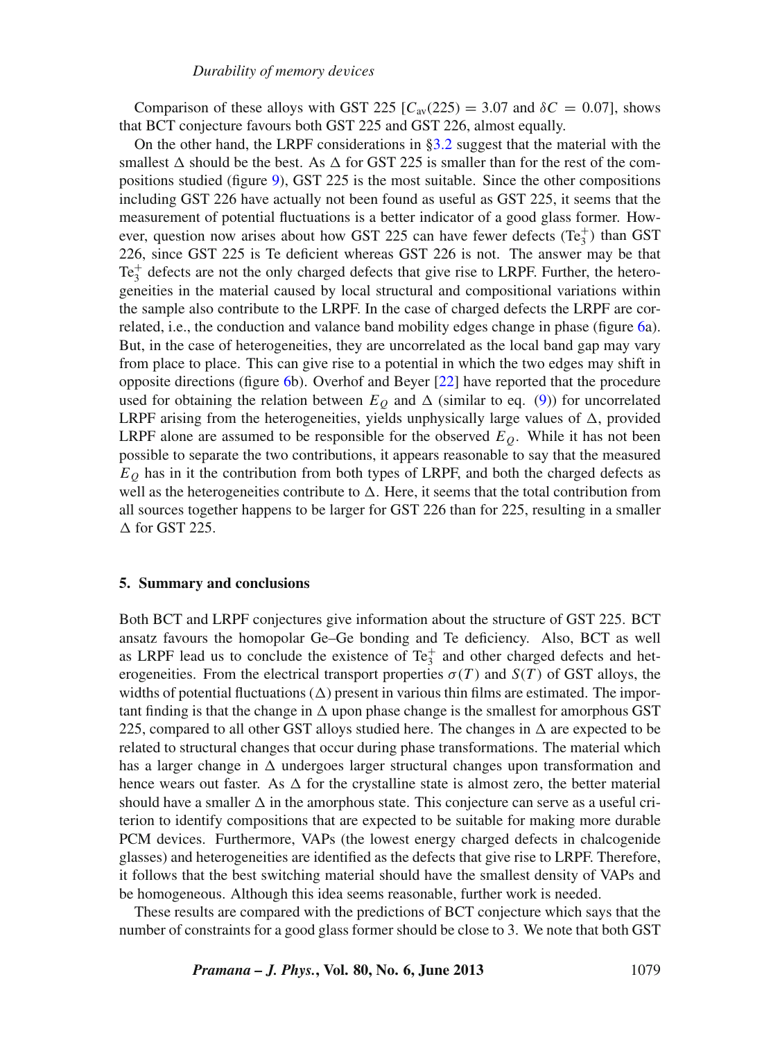Comparison of these alloys with GST 225 [$C_{\rm av}(225) = 3.07$ and $\delta C = 0.07$], shows that BCT conjecture favours both GST 225 and GST 226, almost equally.

On the other hand, the LRPF considerations in §3.2 suggest that the material with the smallest $\Delta$ should be the best. As $\Delta$ for GST 225 is smaller than for the rest of the compositions studied (figure 9), GST 225 is the most suitable. Since the other compositions including GST 226 have actually not been found as useful as GST 225, it seems that the measurement of potential fluctuations is a better indicator of a good glass former. However, question now arises about how GST 225 can have fewer defects ($Te_3^+$) than GST 226, since GST 225 is Te deficient whereas GST 226 is not. The answer may be that $Te_3^+$ defects are not the only charged defects that give rise to LRPF. Further, the heterogeneities in the material caused by local structural and compositional variations within the sample also contribute to the LRPF. In the case of charged defects the LRPF are correlated, i.e., the conduction and valance band mobility edges change in phase (figure 6a). But, in the case of heterogeneities, they are uncorrelated as the local band gap may vary from place to place. This can give rise to a potential in which the two edges may shift in opposite directions (figure 6b). Overhof and Beyer [22] have reported that the procedure used for obtaining the relation between $E_Q$ and $\Delta$ (similar to eq. (9)) for uncorrelated LRPF arising from the heterogeneities, yields unphysically large values of $\Delta$, provided LRPF alone are assumed to be responsible for the observed $E_Q$. While it has not been possible to separate the two contributions, it appears reasonable to say that the measured $E_Q$ has in it the contribution from both types of LRPF, and both the charged defects as well as the heterogeneities contribute to $\Delta$. Here, it seems that the total contribution from all sources together happens to be larger for GST 226 than for 225, resulting in a smaller $\Delta$ for GST 225.

## 5. Summary and conclusions

Both BCT and LRPF conjectures give information about the structure of GST 225. BCT ansatz favours the homopolar Ge–Ge bonding and Te deficiency. Also, BCT as well as LRPF lead us to conclude the existence of $Te_3^+$ and other charged defects and heterogeneities. From the electrical transport properties $\sigma(T)$ and $S(T)$ of GST alloys, the widths of potential fluctuations ($\Delta$) present in various thin films are estimated. The important finding is that the change in $\Delta$ upon phase change is the smallest for amorphous GST 225, compared to all other GST alloys studied here. The changes in $\Delta$ are expected to be related to structural changes that occur during phase transformations. The material which has a larger change in $\Delta$ undergoes larger structural changes upon transformation and hence wears out faster. As $\Delta$ for the crystalline state is almost zero, the better material should have a smaller $\Delta$ in the amorphous state. This conjecture can serve as a useful criterion to identify compositions that are expected to be suitable for making more durable PCM devices. Furthermore, VAPs (the lowest energy charged defects in chalcogenide glasses) and heterogeneities are identified as the defects that give rise to LRPF. Therefore, it follows that the best switching material should have the smallest density of VAPs and be homogeneous. Although this idea seems reasonable, further work is needed.

These results are compared with the predictions of BCT conjecture which says that the number of constraints for a good glass former should be close to 3. We note that both GST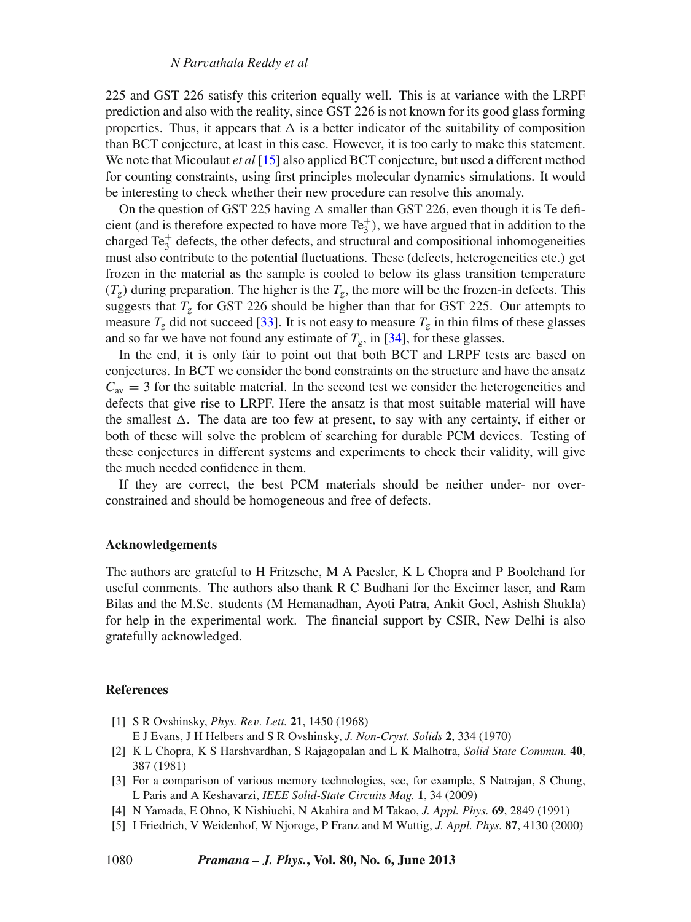225 and GST 226 satisfy this criterion equally well. This is at variance with the LRPF prediction and also with the reality, since GST 226 is not known for its good glass forming properties. Thus, it appears that $\Delta$ is a better indicator of the suitability of composition than BCT conjecture, at least in this case. However, it is too early to make this statement. We note that Micoulaut *et al* [15] also applied BCT conjecture, but used a different method for counting constraints, using first principles molecular dynamics simulations. It would be interesting to check whether their new procedure can resolve this anomaly.

On the question of GST 225 having $\Delta$ smaller than GST 226, even though it is Te deficient (and is therefore expected to have more $Te_3^+$), we have argued that in addition to the charged $Te_3^+$ defects, the other defects, and structural and compositional inhomogeneities must also contribute to the potential fluctuations. These (defects, heterogeneities etc.) get frozen in the material as the sample is cooled to below its glass transition temperature ($T_g$) during preparation. The higher is the $T_g$, the more will be the frozen-in defects. This suggests that $T_g$ for GST 226 should be higher than that for GST 225. Our attempts to measure $T_g$ did not succeed [33]. It is not easy to measure $T_g$ in thin films of these glasses and so far we have not found any estimate of $T_g$, in [34], for these glasses.

In the end, it is only fair to point out that both BCT and LRPF tests are based on conjectures. In BCT we consider the bond constraints on the structure and have the ansatz $C_{av} = 3$ for the suitable material. In the second test we consider the heterogeneities and defects that give rise to LRPF. Here the ansatz is that most suitable material will have the smallest $\Delta$. The data are too few at present, to say with any certainty, if either or both of these will solve the problem of searching for durable PCM devices. Testing of these conjectures in different systems and experiments to check their validity, will give the much needed confidence in them.

If they are correct, the best PCM materials should be neither under- nor over-constrained and should be homogeneous and free of defects.

## Acknowledgements

The authors are grateful to H Fritzsche, M A Paesler, K L Chopra and P Boolchand for useful comments. The authors also thank R C Budhani for the Excimer laser, and Ram Bilas and the M.Sc. students (M Hemanadhan, Ayoti Patra, Ankit Goel, Ashish Shukla) for help in the experimental work. The financial support by CSIR, New Delhi is also gratefully acknowledged.

## References

[1] S R Ovshinsky, *Phys. Rev. Lett.* **21**, 1450 (1968)
E J Evans, J H Helbers and S R Ovshinsky, *J. Non-Cryst. Solids* **2**, 334 (1970)

[2] K L Chopra, K S Harshvardhan, S Rajagopalan and L K Malhotra, *Solid State Commun.* **40**, 387 (1981)

[3] For a comparison of various memory technologies, see, for example, S Natrajan, S Chung, L Paris and A Keshavarzi, *IEEE Solid-State Circuits Mag.* **1**, 34 (2009)

[4] N Yamada, E Ohno, K Nishiuchi, N Akahira and M Takao, *J. Appl. Phys.* **69**, 2849 (1991)

[5] I Friedrich, V Weidenhof, W Njoroge, P Franz and M Wuttig, *J. Appl. Phys.* **87**, 4130 (2000)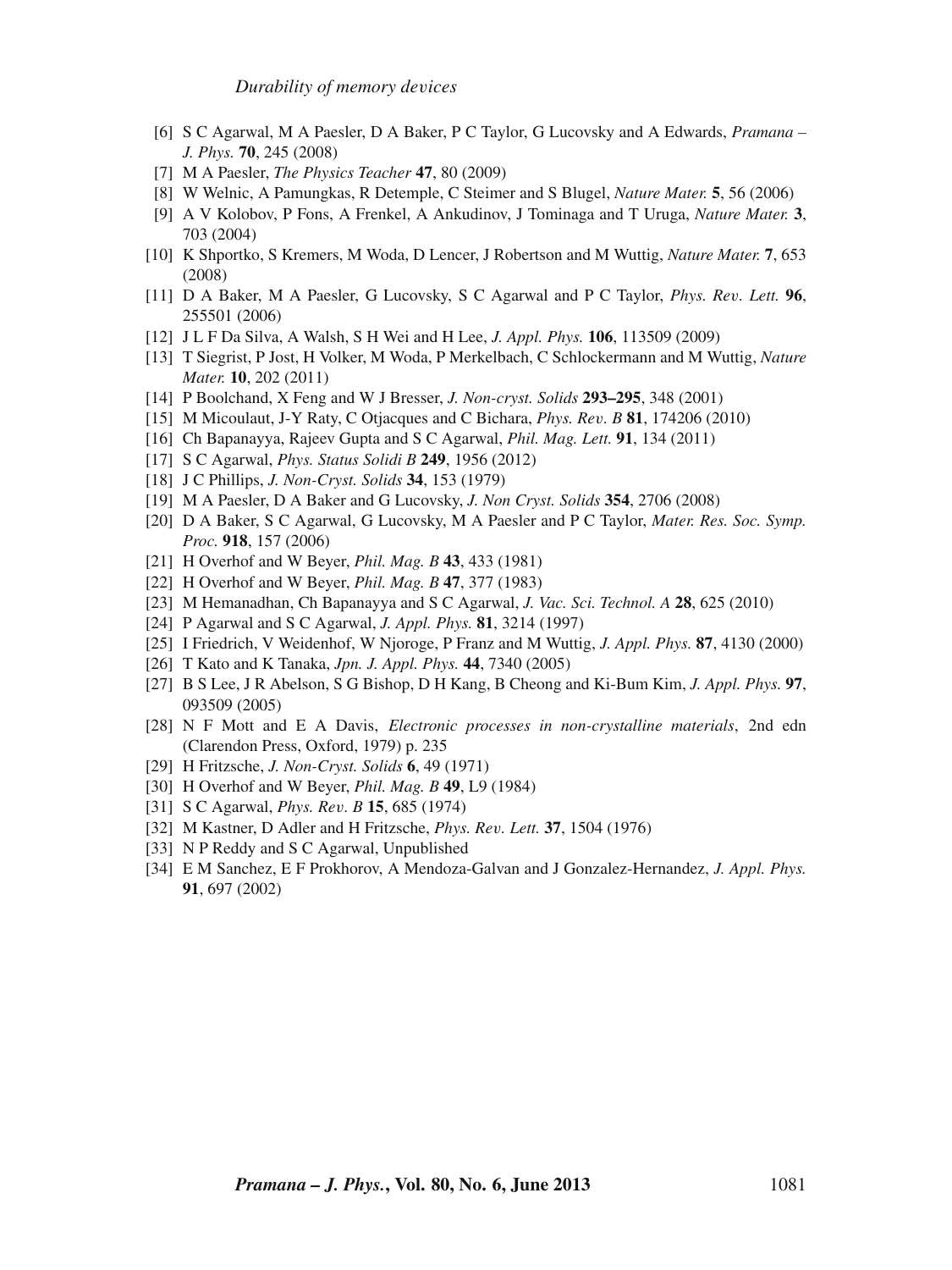[6] S C Agarwal, M A Paesler, D A Baker, P C Taylor, G Lucovsky and A Edwards, *Pramana – J. Phys.* **70**, 245 (2008)

[7] M A Paesler, *The Physics Teacher* **47**, 80 (2009)

[8] W Welnic, A Pamungkas, R Detemple, C Steimer and S Blugel, *Nature Mater.* **5**, 56 (2006)

[9] A V Kolobov, P Fons, A Frenkel, A Ankudinov, J Tominaga and T Uruga, *Nature Mater.* **3**, 703 (2004)

[10] K Shportko, S Kremers, M Woda, D Lencer, J Robertson and M Wuttig, *Nature Mater.* **7**, 653 (2008)

[11] D A Baker, M A Paesler, G Lucovsky, S C Agarwal and P C Taylor, *Phys. Rev. Lett.* **96**, 255501 (2006)

[12] J L F Da Silva, A Walsh, S H Wei and H Lee, *J. Appl. Phys.* **106**, 113509 (2009)

[13] T Siegrist, P Jost, H Volker, M Woda, P Merkelbach, C Schlockermann and M Wuttig, *Nature Mater.* **10**, 202 (2011)

[14] P Boolchand, X Feng and W J Bresser, *J. Non-cryst. Solids* **293–295**, 348 (2001)

[15] M Micoulaut, J-Y Raty, C Otjacques and C Bichara, *Phys. Rev. B* **81**, 174206 (2010)

[16] Ch Bapanayya, Rajeev Gupta and S C Agarwal, *Phil. Mag. Lett.* **91**, 134 (2011)

[17] S C Agarwal, *Phys. Status Solidi B* **249**, 1956 (2012)

[18] J C Phillips, *J. Non-Cryst. Solids* **34**, 153 (1979)

[19] M A Paesler, D A Baker and G Lucovsky, *J. Non Cryst. Solids* **354**, 2706 (2008)

[20] D A Baker, S C Agarwal, G Lucovsky, M A Paesler and P C Taylor, *Mater. Res. Soc. Symp. Proc.* **918**, 157 (2006)

[21] H Overhof and W Beyer, *Phil. Mag. B* **43**, 433 (1981)

[22] H Overhof and W Beyer, *Phil. Mag. B* **47**, 377 (1983)

[23] M Hemanadhan, Ch Bapanayya and S C Agarwal, *J. Vac. Sci. Technol. A* **28**, 625 (2010)

[24] P Agarwal and S C Agarwal, *J. Appl. Phys.* **81**, 3214 (1997)

[25] I Friedrich, V Weidenhof, W Njoroge, P Franz and M Wuttig, *J. Appl. Phys.* **87**, 4130 (2000)

[26] T Kato and K Tanaka, *Jpn. J. Appl. Phys.* **44**, 7340 (2005)

[27] B S Lee, J R Abelson, S G Bishop, D H Kang, B Cheong and Ki-Bum Kim, *J. Appl. Phys.* **97**, 093509 (2005)

[28] N F Mott and E A Davis, *Electronic processes in non-crystalline materials*, 2nd edn (Clarendon Press, Oxford, 1979) p. 235

[29] H Fritzsche, *J. Non-Cryst. Solids* **6**, 49 (1971)

[30] H Overhof and W Beyer, *Phil. Mag. B* **49**, L9 (1984)

[31] S C Agarwal, *Phys. Rev. B* **15**, 685 (1974)

[32] M Kastner, D Adler and H Fritzsche, *Phys. Rev. Lett.* **37**, 1504 (1976)

[33] N P Reddy and S C Agarwal, Unpublished

[34] E M Sanchez, E F Prokhorov, A Mendoza-Galvan and J Gonzalez-Hernandez, *J. Appl. Phys.* **91**, 697 (2002)